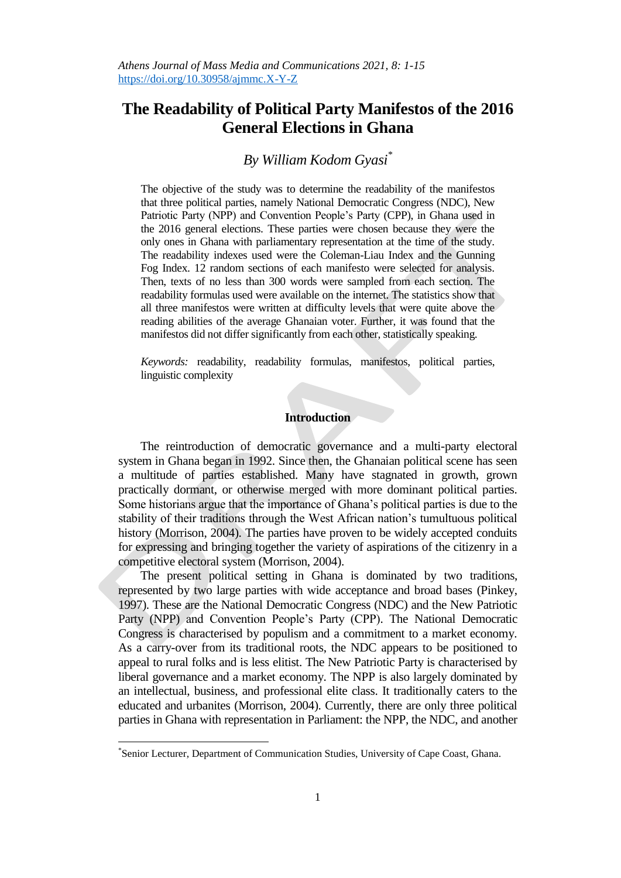*Athens Journal of Mass Media and Communications 2021, 8: 1-15*
https://doi.org/10.30958/ajmmc.X-Y-Z

# The Readability of Political Party Manifestos of the 2016 General Elections in Ghana

*By William Kodom Gyasi*[*]

The objective of the study was to determine the readability of the manifestos that three political parties, namely National Democratic Congress (NDC), New Patriotic Party (NPP) and Convention People's Party (CPP), in Ghana used in the 2016 general elections. These parties were chosen because they were the only ones in Ghana with parliamentary representation at the time of the study. The readability indexes used were the Coleman-Liau Index and the Gunning Fog Index. 12 random sections of each manifesto were selected for analysis. Then, texts of no less than 300 words were sampled from each section. The readability formulas used were available on the internet. The statistics show that all three manifestos were written at difficulty levels that were quite above the reading abilities of the average Ghanaian voter. Further, it was found that the manifestos did not differ significantly from each other, statistically speaking.

*Keywords:* readability, readability formulas, manifestos, political parties, linguistic complexity

## Introduction

The reintroduction of democratic governance and a multi-party electoral system in Ghana began in 1992. Since then, the Ghanaian political scene has seen a multitude of parties established. Many have stagnated in growth, grown practically dormant, or otherwise merged with more dominant political parties. Some historians argue that the importance of Ghana's political parties is due to the stability of their traditions through the West African nation's tumultuous political history (Morrison, 2004). The parties have proven to be widely accepted conduits for expressing and bringing together the variety of aspirations of the citizenry in a competitive electoral system (Morrison, 2004).

The present political setting in Ghana is dominated by two traditions, represented by two large parties with wide acceptance and broad bases (Pinkey, 1997). These are the National Democratic Congress (NDC) and the New Patriotic Party (NPP) and Convention People's Party (CPP). The National Democratic Congress is characterised by populism and a commitment to a market economy. As a carry-over from its traditional roots, the NDC appears to be positioned to appeal to rural folks and is less elitist. The New Patriotic Party is characterised by liberal governance and a market economy. The NPP is also largely dominated by an intellectual, business, and professional elite class. It traditionally caters to the educated and urbanites (Morrison, 2004). Currently, there are only three political parties in Ghana with representation in Parliament: the NPP, the NDC, and another

[*]Senior Lecturer, Department of Communication Studies, University of Cape Coast, Ghana.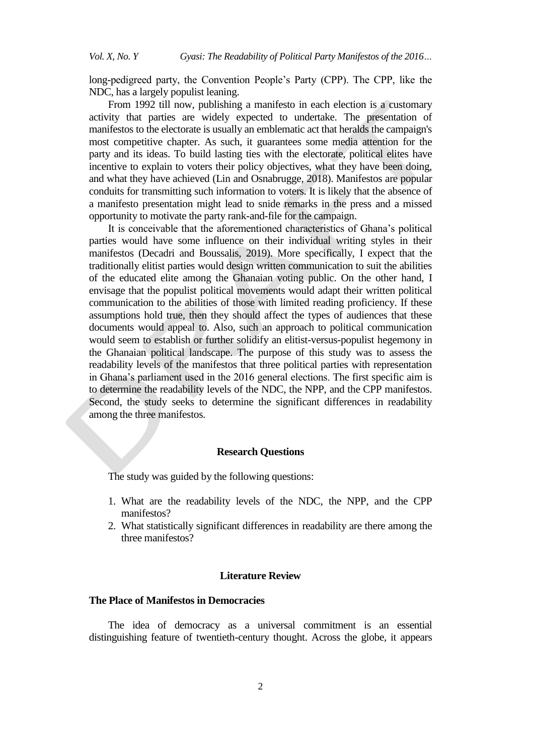long-pedigreed party, the Convention People's Party (CPP). The CPP, like the NDC, has a largely populist leaning.

From 1992 till now, publishing a manifesto in each election is a customary activity that parties are widely expected to undertake. The presentation of manifestos to the electorate is usually an emblematic act that heralds the campaign's most competitive chapter. As such, it guarantees some media attention for the party and its ideas. To build lasting ties with the electorate, political elites have incentive to explain to voters their policy objectives, what they have been doing, and what they have achieved (Lin and Osnabrugge, 2018). Manifestos are popular conduits for transmitting such information to voters. It is likely that the absence of a manifesto presentation might lead to snide remarks in the press and a missed opportunity to motivate the party rank-and-file for the campaign.

It is conceivable that the aforementioned characteristics of Ghana's political parties would have some influence on their individual writing styles in their manifestos (Decadri and Boussalis, 2019). More specifically, I expect that the traditionally elitist parties would design written communication to suit the abilities of the educated elite among the Ghanaian voting public. On the other hand, I envisage that the populist political movements would adapt their written political communication to the abilities of those with limited reading proficiency. If these assumptions hold true, then they should affect the types of audiences that these documents would appeal to. Also, such an approach to political communication would seem to establish or further solidify an elitist-versus-populist hegemony in the Ghanaian political landscape. The purpose of this study was to assess the readability levels of the manifestos that three political parties with representation in Ghana's parliament used in the 2016 general elections. The first specific aim is to determine the readability levels of the NDC, the NPP, and the CPP manifestos. Second, the study seeks to determine the significant differences in readability among the three manifestos.

## Research Questions

The study was guided by the following questions:

1. What are the readability levels of the NDC, the NPP, and the CPP manifestos?
2. What statistically significant differences in readability are there among the three manifestos?

## Literature Review

### The Place of Manifestos in Democracies

The idea of democracy as a universal commitment is an essential distinguishing feature of twentieth-century thought. Across the globe, it appears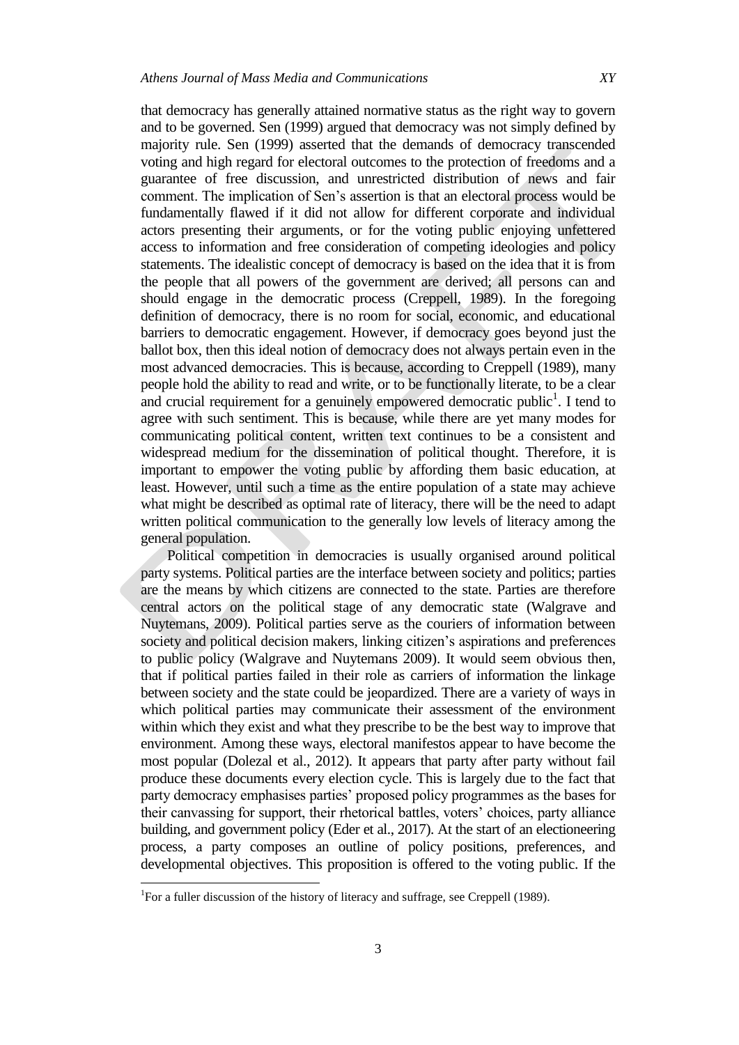that democracy has generally attained normative status as the right way to govern and to be governed. Sen (1999) argued that democracy was not simply defined by majority rule. Sen (1999) asserted that the demands of democracy transcended voting and high regard for electoral outcomes to the protection of freedoms and a guarantee of free discussion, and unrestricted distribution of news and fair comment. The implication of Sen's assertion is that an electoral process would be fundamentally flawed if it did not allow for different corporate and individual actors presenting their arguments, or for the voting public enjoying unfettered access to information and free consideration of competing ideologies and policy statements. The idealistic concept of democracy is based on the idea that it is from the people that all powers of the government are derived; all persons can and should engage in the democratic process (Creppell, 1989). In the foregoing definition of democracy, there is no room for social, economic, and educational barriers to democratic engagement. However, if democracy goes beyond just the ballot box, then this ideal notion of democracy does not always pertain even in the most advanced democracies. This is because, according to Creppell (1989), many people hold the ability to read and write, or to be functionally literate, to be a clear and crucial requirement for a genuinely empowered democratic public[1]. I tend to agree with such sentiment. This is because, while there are yet many modes for communicating political content, written text continues to be a consistent and widespread medium for the dissemination of political thought. Therefore, it is important to empower the voting public by affording them basic education, at least. However, until such a time as the entire population of a state may achieve what might be described as optimal rate of literacy, there will be the need to adapt written political communication to the generally low levels of literacy among the general population.

Political competition in democracies is usually organised around political party systems. Political parties are the interface between society and politics; parties are the means by which citizens are connected to the state. Parties are therefore central actors on the political stage of any democratic state (Walgrave and Nuytemans, 2009). Political parties serve as the couriers of information between society and political decision makers, linking citizen's aspirations and preferences to public policy (Walgrave and Nuytemans 2009). It would seem obvious then, that if political parties failed in their role as carriers of information the linkage between society and the state could be jeopardized. There are a variety of ways in which political parties may communicate their assessment of the environment within which they exist and what they prescribe to be the best way to improve that environment. Among these ways, electoral manifestos appear to have become the most popular (Dolezal et al., 2012). It appears that party after party without fail produce these documents every election cycle. This is largely due to the fact that party democracy emphasises parties' proposed policy programmes as the bases for their canvassing for support, their rhetorical battles, voters' choices, party alliance building, and government policy (Eder et al., 2017). At the start of an electioneering process, a party composes an outline of policy positions, preferences, and developmental objectives. This proposition is offered to the voting public. If the

[1]For a fuller discussion of the history of literacy and suffrage, see Creppell (1989).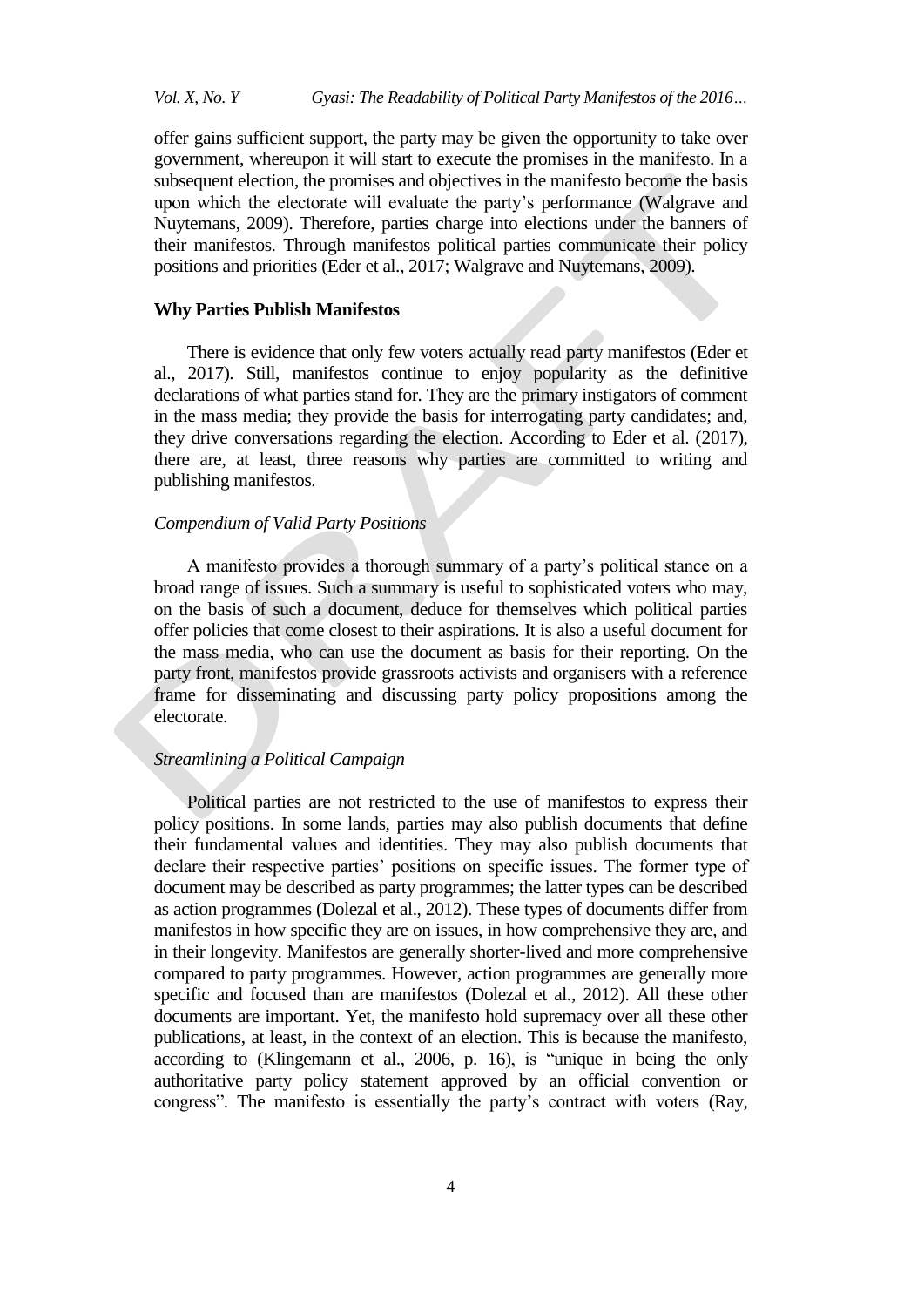offer gains sufficient support, the party may be given the opportunity to take over government, whereupon it will start to execute the promises in the manifesto. In a subsequent election, the promises and objectives in the manifesto become the basis upon which the electorate will evaluate the party's performance (Walgrave and Nuytemans, 2009). Therefore, parties charge into elections under the banners of their manifestos. Through manifestos political parties communicate their policy positions and priorities (Eder et al., 2017; Walgrave and Nuytemans, 2009).

### Why Parties Publish Manifestos

There is evidence that only few voters actually read party manifestos (Eder et al., 2017). Still, manifestos continue to enjoy popularity as the definitive declarations of what parties stand for. They are the primary instigators of comment in the mass media; they provide the basis for interrogating party candidates; and, they drive conversations regarding the election. According to Eder et al. (2017), there are, at least, three reasons why parties are committed to writing and publishing manifestos.

#### *Compendium of Valid Party Positions*

A manifesto provides a thorough summary of a party's political stance on a broad range of issues. Such a summary is useful to sophisticated voters who may, on the basis of such a document, deduce for themselves which political parties offer policies that come closest to their aspirations. It is also a useful document for the mass media, who can use the document as basis for their reporting. On the party front, manifestos provide grassroots activists and organisers with a reference frame for disseminating and discussing party policy propositions among the electorate.

#### *Streamlining a Political Campaign*

Political parties are not restricted to the use of manifestos to express their policy positions. In some lands, parties may also publish documents that define their fundamental values and identities. They may also publish documents that declare their respective parties' positions on specific issues. The former type of document may be described as party programmes; the latter types can be described as action programmes (Dolezal et al., 2012). These types of documents differ from manifestos in how specific they are on issues, in how comprehensive they are, and in their longevity. Manifestos are generally shorter-lived and more comprehensive compared to party programmes. However, action programmes are generally more specific and focused than are manifestos (Dolezal et al., 2012). All these other documents are important. Yet, the manifesto hold supremacy over all these other publications, at least, in the context of an election. This is because the manifesto, according to (Klingemann et al., 2006, p. 16), is "unique in being the only authoritative party policy statement approved by an official convention or congress". The manifesto is essentially the party's contract with voters (Ray,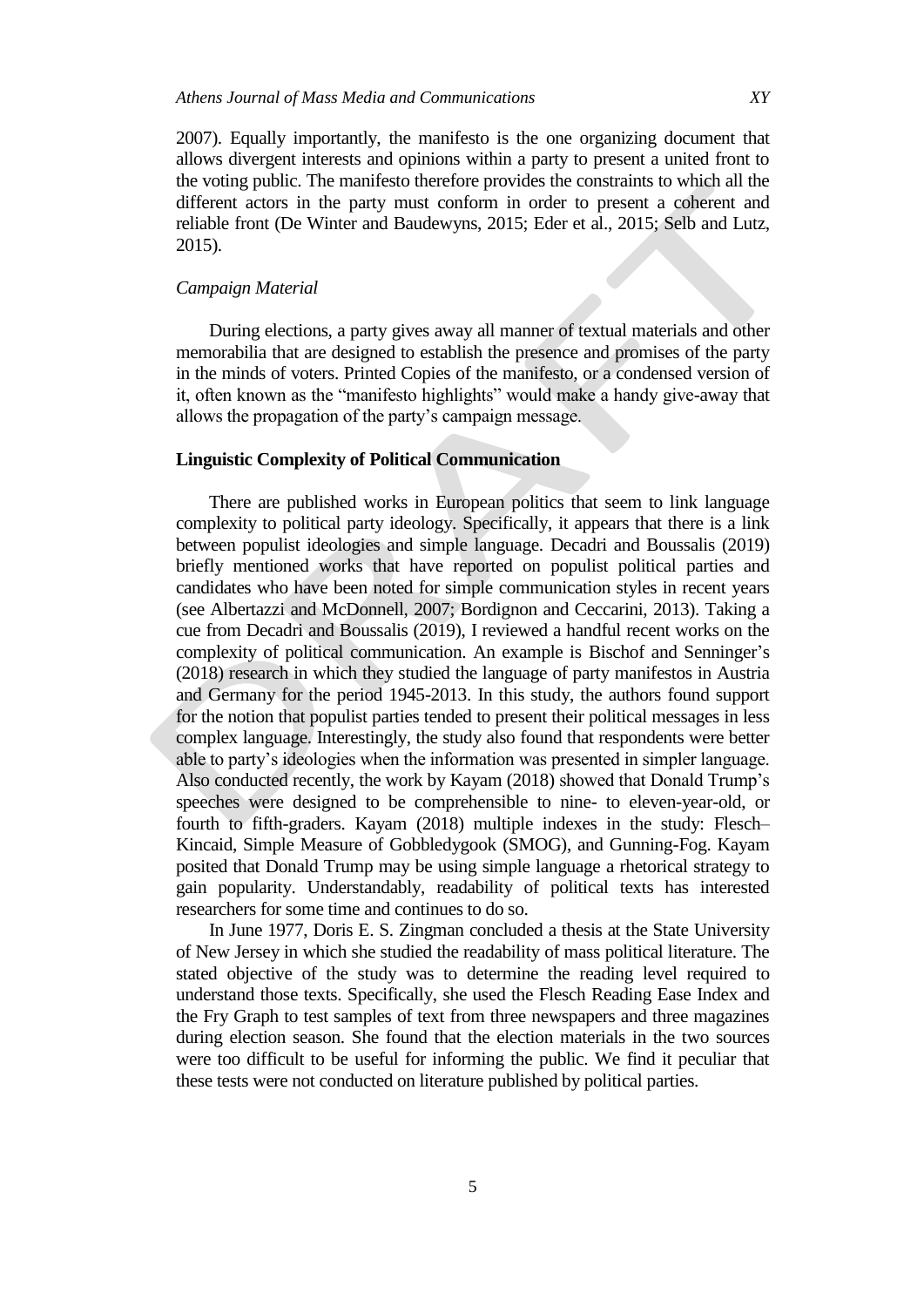2007). Equally importantly, the manifesto is the one organizing document that allows divergent interests and opinions within a party to present a united front to the voting public. The manifesto therefore provides the constraints to which all the different actors in the party must conform in order to present a coherent and reliable front (De Winter and Baudewyns, 2015; Eder et al., 2015; Selb and Lutz, 2015).

*Campaign Material*

During elections, a party gives away all manner of textual materials and other memorabilia that are designed to establish the presence and promises of the party in the minds of voters. Printed Copies of the manifesto, or a condensed version of it, often known as the "manifesto highlights" would make a handy give-away that allows the propagation of the party's campaign message.

**Linguistic Complexity of Political Communication**

There are published works in European politics that seem to link language complexity to political party ideology. Specifically, it appears that there is a link between populist ideologies and simple language. Decadri and Boussalis (2019) briefly mentioned works that have reported on populist political parties and candidates who have been noted for simple communication styles in recent years (see Albertazzi and McDonnell, 2007; Bordignon and Ceccarini, 2013). Taking a cue from Decadri and Boussalis (2019), I reviewed a handful recent works on the complexity of political communication. An example is Bischof and Senninger's (2018) research in which they studied the language of party manifestos in Austria and Germany for the period 1945-2013. In this study, the authors found support for the notion that populist parties tended to present their political messages in less complex language. Interestingly, the study also found that respondents were better able to party's ideologies when the information was presented in simpler language. Also conducted recently, the work by Kayam (2018) showed that Donald Trump's speeches were designed to be comprehensible to nine- to eleven-year-old, or fourth to fifth-graders. Kayam (2018) multiple indexes in the study: Flesch–Kincaid, Simple Measure of Gobbledygook (SMOG), and Gunning-Fog. Kayam posited that Donald Trump may be using simple language a rhetorical strategy to gain popularity. Understandably, readability of political texts has interested researchers for some time and continues to do so.

In June 1977, Doris E. S. Zingman concluded a thesis at the State University of New Jersey in which she studied the readability of mass political literature. The stated objective of the study was to determine the reading level required to understand those texts. Specifically, she used the Flesch Reading Ease Index and the Fry Graph to test samples of text from three newspapers and three magazines during election season. She found that the election materials in the two sources were too difficult to be useful for informing the public. We find it peculiar that these tests were not conducted on literature published by political parties.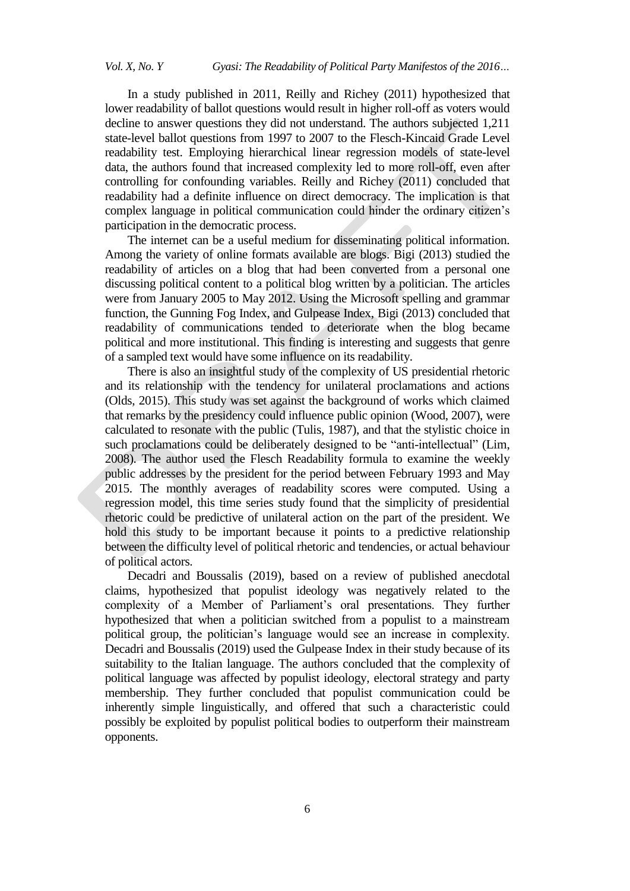In a study published in 2011, Reilly and Richey (2011) hypothesized that lower readability of ballot questions would result in higher roll-off as voters would decline to answer questions they did not understand. The authors subjected 1,211 state-level ballot questions from 1997 to 2007 to the Flesch-Kincaid Grade Level readability test. Employing hierarchical linear regression models of state-level data, the authors found that increased complexity led to more roll-off, even after controlling for confounding variables. Reilly and Richey (2011) concluded that readability had a definite influence on direct democracy. The implication is that complex language in political communication could hinder the ordinary citizen's participation in the democratic process.

The internet can be a useful medium for disseminating political information. Among the variety of online formats available are blogs. Bigi (2013) studied the readability of articles on a blog that had been converted from a personal one discussing political content to a political blog written by a politician. The articles were from January 2005 to May 2012. Using the Microsoft spelling and grammar function, the Gunning Fog Index, and Gulpease Index, Bigi (2013) concluded that readability of communications tended to deteriorate when the blog became political and more institutional. This finding is interesting and suggests that genre of a sampled text would have some influence on its readability.

There is also an insightful study of the complexity of US presidential rhetoric and its relationship with the tendency for unilateral proclamations and actions (Olds, 2015). This study was set against the background of works which claimed that remarks by the presidency could influence public opinion (Wood, 2007), were calculated to resonate with the public (Tulis, 1987), and that the stylistic choice in such proclamations could be deliberately designed to be "anti-intellectual" (Lim, 2008). The author used the Flesch Readability formula to examine the weekly public addresses by the president for the period between February 1993 and May 2015. The monthly averages of readability scores were computed. Using a regression model, this time series study found that the simplicity of presidential rhetoric could be predictive of unilateral action on the part of the president. We hold this study to be important because it points to a predictive relationship between the difficulty level of political rhetoric and tendencies, or actual behaviour of political actors.

Decadri and Boussalis (2019), based on a review of published anecdotal claims, hypothesized that populist ideology was negatively related to the complexity of a Member of Parliament's oral presentations. They further hypothesized that when a politician switched from a populist to a mainstream political group, the politician's language would see an increase in complexity. Decadri and Boussalis (2019) used the Gulpease Index in their study because of its suitability to the Italian language. The authors concluded that the complexity of political language was affected by populist ideology, electoral strategy and party membership. They further concluded that populist communication could be inherently simple linguistically, and offered that such a characteristic could possibly be exploited by populist political bodies to outperform their mainstream opponents.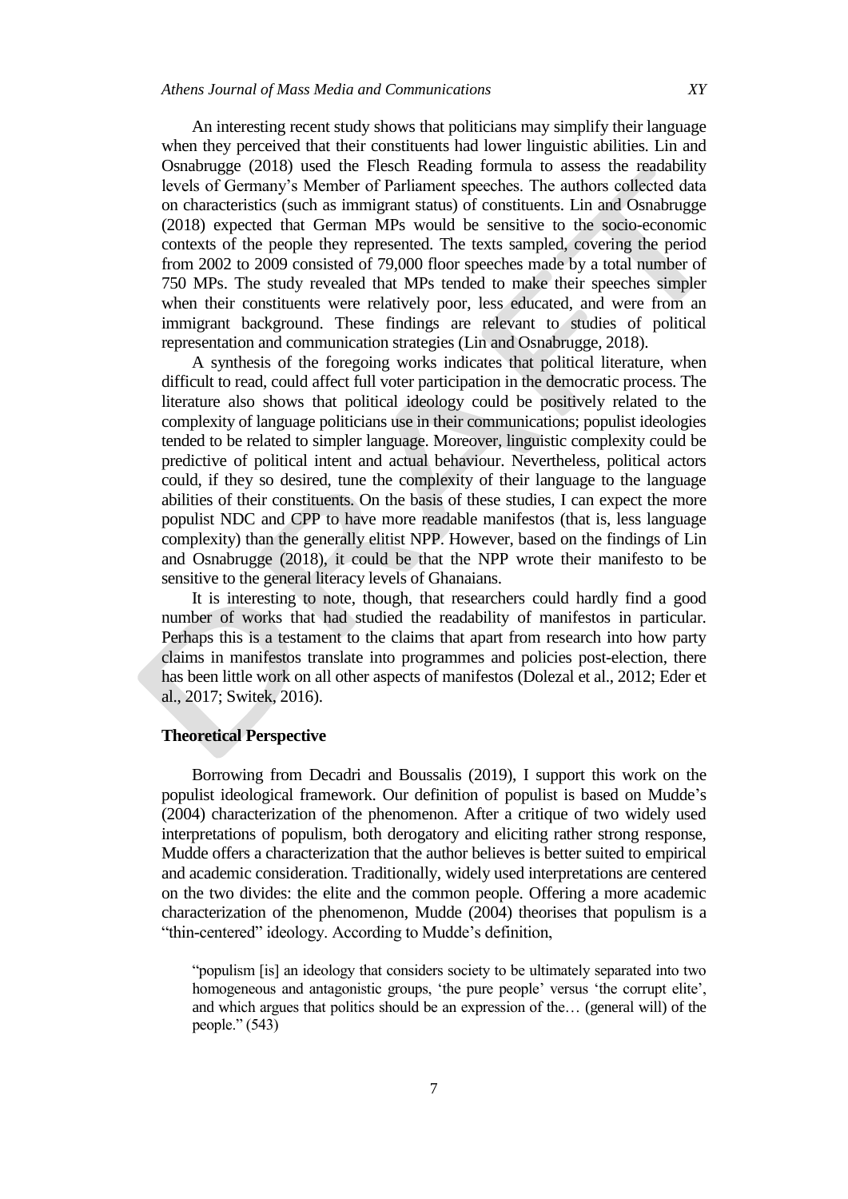An interesting recent study shows that politicians may simplify their language when they perceived that their constituents had lower linguistic abilities. Lin and Osnabrugge (2018) used the Flesch Reading formula to assess the readability levels of Germany's Member of Parliament speeches. The authors collected data on characteristics (such as immigrant status) of constituents. Lin and Osnabrugge (2018) expected that German MPs would be sensitive to the socio-economic contexts of the people they represented. The texts sampled, covering the period from 2002 to 2009 consisted of 79,000 floor speeches made by a total number of 750 MPs. The study revealed that MPs tended to make their speeches simpler when their constituents were relatively poor, less educated, and were from an immigrant background. These findings are relevant to studies of political representation and communication strategies (Lin and Osnabrugge, 2018).

A synthesis of the foregoing works indicates that political literature, when difficult to read, could affect full voter participation in the democratic process. The literature also shows that political ideology could be positively related to the complexity of language politicians use in their communications; populist ideologies tended to be related to simpler language. Moreover, linguistic complexity could be predictive of political intent and actual behaviour. Nevertheless, political actors could, if they so desired, tune the complexity of their language to the language abilities of their constituents. On the basis of these studies, I can expect the more populist NDC and CPP to have more readable manifestos (that is, less language complexity) than the generally elitist NPP. However, based on the findings of Lin and Osnabrugge (2018), it could be that the NPP wrote their manifesto to be sensitive to the general literacy levels of Ghanaians.

It is interesting to note, though, that researchers could hardly find a good number of works that had studied the readability of manifestos in particular. Perhaps this is a testament to the claims that apart from research into how party claims in manifestos translate into programmes and policies post-election, there has been little work on all other aspects of manifestos (Dolezal et al., 2012; Eder et al., 2017; Switek, 2016).

## Theoretical Perspective

Borrowing from Decadri and Boussalis (2019), I support this work on the populist ideological framework. Our definition of populist is based on Mudde's (2004) characterization of the phenomenon. After a critique of two widely used interpretations of populism, both derogatory and eliciting rather strong response, Mudde offers a characterization that the author believes is better suited to empirical and academic consideration. Traditionally, widely used interpretations are centered on the two divides: the elite and the common people. Offering a more academic characterization of the phenomenon, Mudde (2004) theorises that populism is a "thin-centered" ideology. According to Mudde's definition,

> "populism [is] an ideology that considers society to be ultimately separated into two homogeneous and antagonistic groups, 'the pure people' versus 'the corrupt elite', and which argues that politics should be an expression of the… (general will) of the people." (543)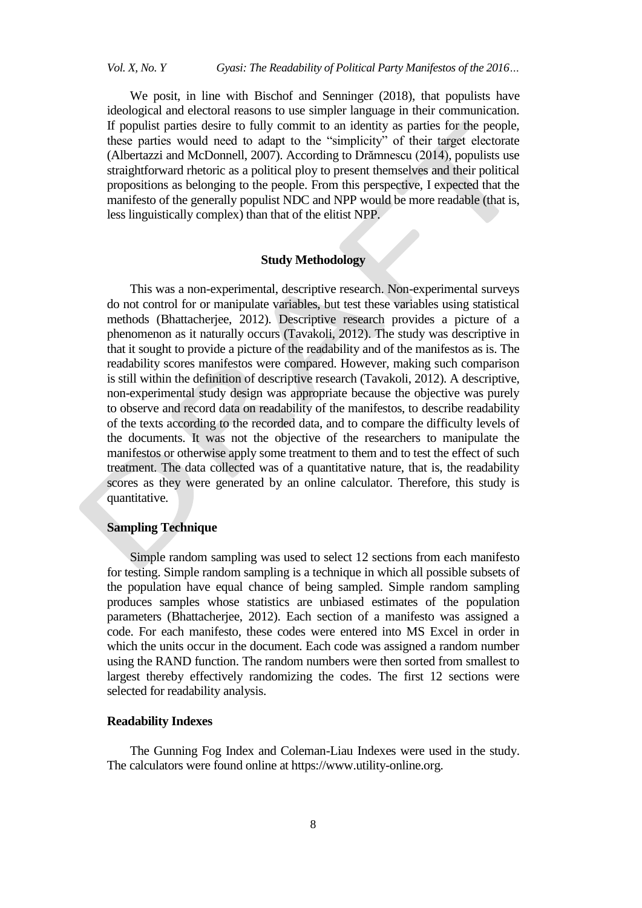We posit, in line with Bischof and Senninger (2018), that populists have ideological and electoral reasons to use simpler language in their communication. If populist parties desire to fully commit to an identity as parties for the people, these parties would need to adapt to the "simplicity" of their target electorate (Albertazzi and McDonnell, 2007). According to Drămnescu (2014), populists use straightforward rhetoric as a political ploy to present themselves and their political propositions as belonging to the people. From this perspective, I expected that the manifesto of the generally populist NDC and NPP would be more readable (that is, less linguistically complex) than that of the elitist NPP.

## Study Methodology

This was a non-experimental, descriptive research. Non-experimental surveys do not control for or manipulate variables, but test these variables using statistical methods (Bhattacherjee, 2012). Descriptive research provides a picture of a phenomenon as it naturally occurs (Tavakoli, 2012). The study was descriptive in that it sought to provide a picture of the readability and of the manifestos as is. The readability scores manifestos were compared. However, making such comparison is still within the definition of descriptive research (Tavakoli, 2012). A descriptive, non-experimental study design was appropriate because the objective was purely to observe and record data on readability of the manifestos, to describe readability of the texts according to the recorded data, and to compare the difficulty levels of the documents. It was not the objective of the researchers to manipulate the manifestos or otherwise apply some treatment to them and to test the effect of such treatment. The data collected was of a quantitative nature, that is, the readability scores as they were generated by an online calculator. Therefore, this study is quantitative.

### Sampling Technique

Simple random sampling was used to select 12 sections from each manifesto for testing. Simple random sampling is a technique in which all possible subsets of the population have equal chance of being sampled. Simple random sampling produces samples whose statistics are unbiased estimates of the population parameters (Bhattacherjee, 2012). Each section of a manifesto was assigned a code. For each manifesto, these codes were entered into MS Excel in order in which the units occur in the document. Each code was assigned a random number using the RAND function. The random numbers were then sorted from smallest to largest thereby effectively randomizing the codes. The first 12 sections were selected for readability analysis.

### Readability Indexes

The Gunning Fog Index and Coleman-Liau Indexes were used in the study. The calculators were found online at https://www.utility-online.org.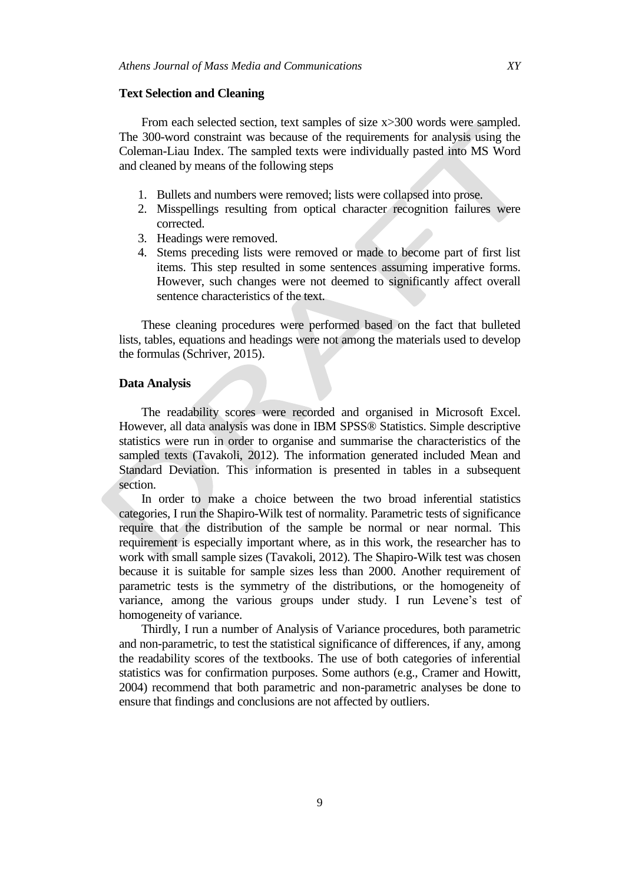**Text Selection and Cleaning**

From each selected section, text samples of size x>300 words were sampled. The 300-word constraint was because of the requirements for analysis using the Coleman-Liau Index. The sampled texts were individually pasted into MS Word and cleaned by means of the following steps

1. Bullets and numbers were removed; lists were collapsed into prose.
2. Misspellings resulting from optical character recognition failures were corrected.
3. Headings were removed.
4. Stems preceding lists were removed or made to become part of first list items. This step resulted in some sentences assuming imperative forms. However, such changes were not deemed to significantly affect overall sentence characteristics of the text.

These cleaning procedures were performed based on the fact that bulleted lists, tables, equations and headings were not among the materials used to develop the formulas (Schriver, 2015).

**Data Analysis**

The readability scores were recorded and organised in Microsoft Excel. However, all data analysis was done in IBM SPSS® Statistics. Simple descriptive statistics were run in order to organise and summarise the characteristics of the sampled texts (Tavakoli, 2012). The information generated included Mean and Standard Deviation. This information is presented in tables in a subsequent section.

In order to make a choice between the two broad inferential statistics categories, I run the Shapiro-Wilk test of normality. Parametric tests of significance require that the distribution of the sample be normal or near normal. This requirement is especially important where, as in this work, the researcher has to work with small sample sizes (Tavakoli, 2012). The Shapiro-Wilk test was chosen because it is suitable for sample sizes less than 2000. Another requirement of parametric tests is the symmetry of the distributions, or the homogeneity of variance, among the various groups under study. I run Levene's test of homogeneity of variance.

Thirdly, I run a number of Analysis of Variance procedures, both parametric and non-parametric, to test the statistical significance of differences, if any, among the readability scores of the textbooks. The use of both categories of inferential statistics was for confirmation purposes. Some authors (e.g., Cramer and Howitt, 2004) recommend that both parametric and non-parametric analyses be done to ensure that findings and conclusions are not affected by outliers.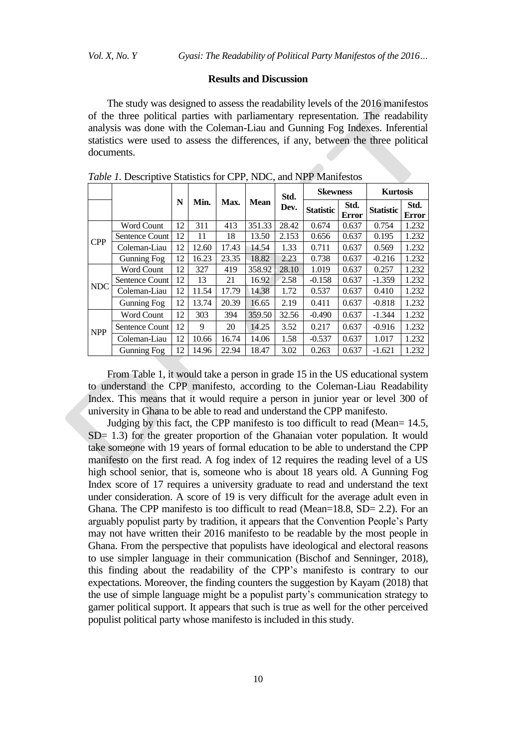## Results and Discussion

The study was designed to assess the readability levels of the 2016 manifestos of the three political parties with parliamentary representation. The readability analysis was done with the Coleman-Liau and Gunning Fog Indexes. Inferential statistics were used to assess the differences, if any, between the three political documents.

*Table 1.* Descriptive Statistics for CPP, NDC, and NPP Manifestos

| | | N | Min. | Max. | Mean | Std. Dev. | Skewness | | Kurtosis | |
|---|---|---|---|---|---|---|---|---|---|---|
| | | | | | | | Statistic | Std. Error | Statistic | Std. Error |
| CPP | Word Count | 12 | 311 | 413 | 351.33 | 28.42 | 0.674 | 0.637 | 0.754 | 1.232 |
| | Sentence Count | 12 | 11 | 18 | 13.50 | 2.153 | 0.656 | 0.637 | 0.195 | 1.232 |
| | Coleman-Liau | 12 | 12.60 | 17.43 | 14.54 | 1.33 | 0.711 | 0.637 | 0.569 | 1.232 |
| | Gunning Fog | 12 | 16.23 | 23.35 | 18.82 | 2.23 | 0.738 | 0.637 | -0.216 | 1.232 |
| NDC | Word Count | 12 | 327 | 419 | 358.92 | 28.10 | 1.019 | 0.637 | 0.257 | 1.232 |
| | Sentence Count | 12 | 13 | 21 | 16.92 | 2.58 | -0.158 | 0.637 | -1.359 | 1.232 |
| | Coleman-Liau | 12 | 11.54 | 17.79 | 14.38 | 1.72 | 0.537 | 0.637 | 0.410 | 1.232 |
| | Gunning Fog | 12 | 13.74 | 20.39 | 16.65 | 2.19 | 0.411 | 0.637 | -0.818 | 1.232 |
| NPP | Word Count | 12 | 303 | 394 | 359.50 | 32.56 | -0.490 | 0.637 | -1.344 | 1.232 |
| | Sentence Count | 12 | 9 | 20 | 14.25 | 3.52 | 0.217 | 0.637 | -0.916 | 1.232 |
| | Coleman-Liau | 12 | 10.66 | 16.74 | 14.06 | 1.58 | -0.537 | 0.637 | 1.017 | 1.232 |
| | Gunning Fog | 12 | 14.96 | 22.94 | 18.47 | 3.02 | 0.263 | 0.637 | -1.621 | 1.232 |

From Table 1, it would take a person in grade 15 in the US educational system to understand the CPP manifesto, according to the Coleman-Liau Readability Index. This means that it would require a person in junior year or level 300 of university in Ghana to be able to read and understand the CPP manifesto.

Judging by this fact, the CPP manifesto is too difficult to read (Mean= 14.5, SD= 1.3) for the greater proportion of the Ghanaian voter population. It would take someone with 19 years of formal education to be able to understand the CPP manifesto on the first read. A fog index of 12 requires the reading level of a US high school senior, that is, someone who is about 18 years old. A Gunning Fog Index score of 17 requires a university graduate to read and understand the text under consideration. A score of 19 is very difficult for the average adult even in Ghana. The CPP manifesto is too difficult to read (Mean=18.8, SD= 2.2). For an arguably populist party by tradition, it appears that the Convention People's Party may not have written their 2016 manifesto to be readable by the most people in Ghana. From the perspective that populists have ideological and electoral reasons to use simpler language in their communication (Bischof and Senninger, 2018), this finding about the readability of the CPP's manifesto is contrary to our expectations. Moreover, the finding counters the suggestion by Kayam (2018) that the use of simple language might be a populist party's communication strategy to garner political support. It appears that such is true as well for the other perceived populist political party whose manifesto is included in this study.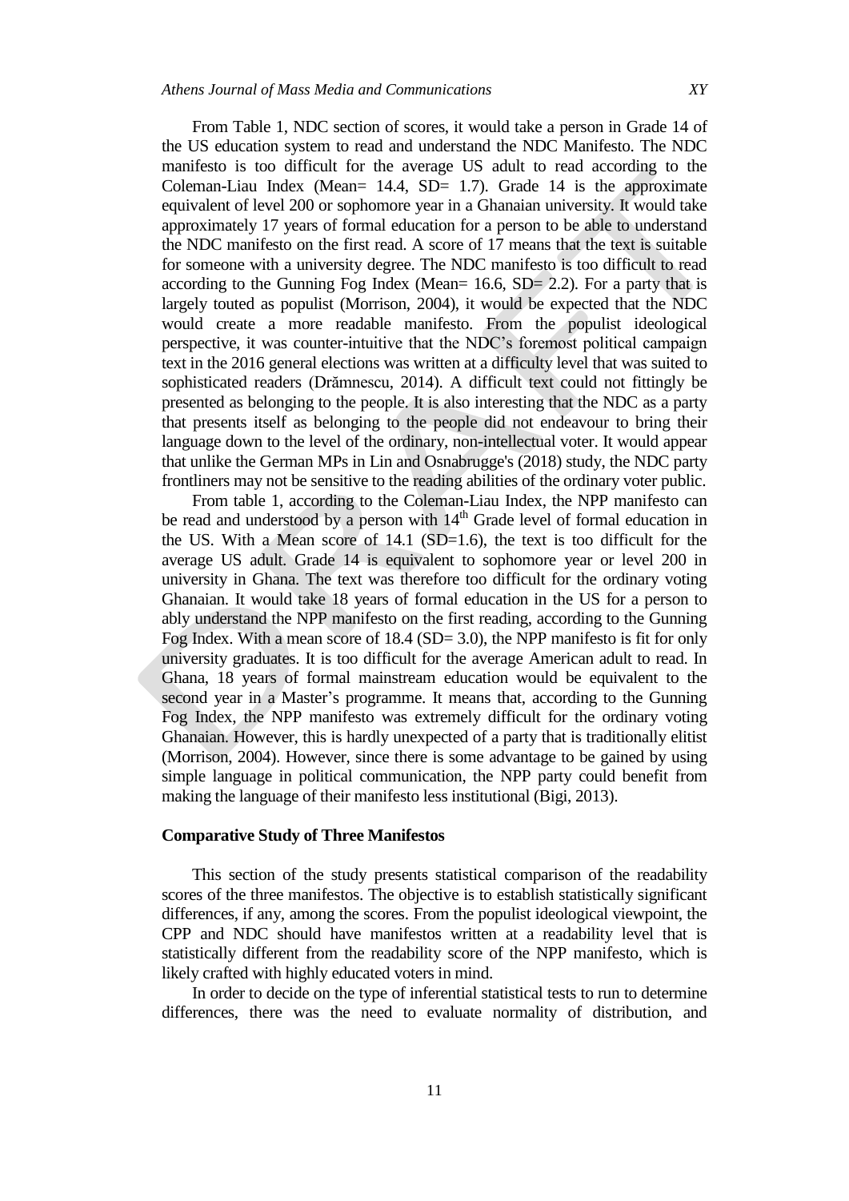From Table 1, NDC section of scores, it would take a person in Grade 14 of the US education system to read and understand the NDC Manifesto. The NDC manifesto is too difficult for the average US adult to read according to the Coleman-Liau Index (Mean= 14.4, SD= 1.7). Grade 14 is the approximate equivalent of level 200 or sophomore year in a Ghanaian university. It would take approximately 17 years of formal education for a person to be able to understand the NDC manifesto on the first read. A score of 17 means that the text is suitable for someone with a university degree. The NDC manifesto is too difficult to read according to the Gunning Fog Index (Mean= 16.6, SD= 2.2). For a party that is largely touted as populist (Morrison, 2004), it would be expected that the NDC would create a more readable manifesto. From the populist ideological perspective, it was counter-intuitive that the NDC's foremost political campaign text in the 2016 general elections was written at a difficulty level that was suited to sophisticated readers (Drămnescu, 2014). A difficult text could not fittingly be presented as belonging to the people. It is also interesting that the NDC as a party that presents itself as belonging to the people did not endeavour to bring their language down to the level of the ordinary, non-intellectual voter. It would appear that unlike the German MPs in Lin and Osnabrugge's (2018) study, the NDC party frontliners may not be sensitive to the reading abilities of the ordinary voter public.

From table 1, according to the Coleman-Liau Index, the NPP manifesto can be read and understood by a person with 14th Grade level of formal education in the US. With a Mean score of 14.1 (SD=1.6), the text is too difficult for the average US adult. Grade 14 is equivalent to sophomore year or level 200 in university in Ghana. The text was therefore too difficult for the ordinary voting Ghanaian. It would take 18 years of formal education in the US for a person to ably understand the NPP manifesto on the first reading, according to the Gunning Fog Index. With a mean score of 18.4 (SD= 3.0), the NPP manifesto is fit for only university graduates. It is too difficult for the average American adult to read. In Ghana, 18 years of formal mainstream education would be equivalent to the second year in a Master's programme. It means that, according to the Gunning Fog Index, the NPP manifesto was extremely difficult for the ordinary voting Ghanaian. However, this is hardly unexpected of a party that is traditionally elitist (Morrison, 2004). However, since there is some advantage to be gained by using simple language in political communication, the NPP party could benefit from making the language of their manifesto less institutional (Bigi, 2013).

### Comparative Study of Three Manifestos

This section of the study presents statistical comparison of the readability scores of the three manifestos. The objective is to establish statistically significant differences, if any, among the scores. From the populist ideological viewpoint, the CPP and NDC should have manifestos written at a readability level that is statistically different from the readability score of the NPP manifesto, which is likely crafted with highly educated voters in mind.

In order to decide on the type of inferential statistical tests to run to determine differences, there was the need to evaluate normality of distribution, and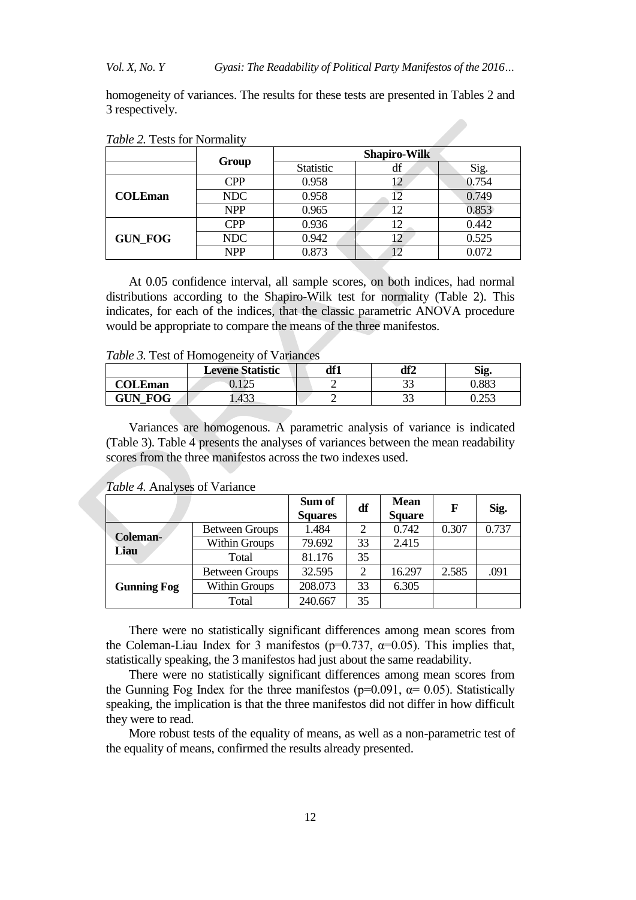homogeneity of variances. The results for these tests are presented in Tables 2 and 3 respectively.

*Table 2.* Tests for Normality

| | Group | Shapiro-Wilk | | |
|---|---|---|---|---|
| | | Statistic | df | Sig. |
| **COLEman** | CPP | 0.958 | 12 | 0.754 |
| | NDC | 0.958 | 12 | 0.749 |
| | NPP | 0.965 | 12 | 0.853 |
| **GUN_FOG** | CPP | 0.936 | 12 | 0.442 |
| | NDC | 0.942 | 12 | 0.525 |
| | NPP | 0.873 | 12 | 0.072 |

At 0.05 confidence interval, all sample scores, on both indices, had normal distributions according to the Shapiro-Wilk test for normality (Table 2). This indicates, for each of the indices, that the classic parametric ANOVA procedure would be appropriate to compare the means of the three manifestos.

*Table 3.* Test of Homogeneity of Variances

| | Levene Statistic | df1 | df2 | Sig. |
|---|---|---|---|---|
| **COLEman** | 0.125 | 2 | 33 | 0.883 |
| **GUN_FOG** | 1.433 | 2 | 33 | 0.253 |

Variances are homogenous. A parametric analysis of variance is indicated (Table 3). Table 4 presents the analyses of variances between the mean readability scores from the three manifestos across the two indexes used.

*Table 4.* Analyses of Variance

| | | Sum of Squares | df | Mean Square | F | Sig. |
|---|---|---|---|---|---|---|
| **Coleman-Liau** | Between Groups | 1.484 | 2 | 0.742 | 0.307 | 0.737 |
| | Within Groups | 79.692 | 33 | 2.415 | | |
| | Total | 81.176 | 35 | | | |
| **Gunning Fog** | Between Groups | 32.595 | 2 | 16.297 | 2.585 | .091 |
| | Within Groups | 208.073 | 33 | 6.305 | | |
| | Total | 240.667 | 35 | | | |

There were no statistically significant differences among mean scores from the Coleman-Liau Index for 3 manifestos ($p=0.737$, $\alpha=0.05$). This implies that, statistically speaking, the 3 manifestos had just about the same readability.

There were no statistically significant differences among mean scores from the Gunning Fog Index for the three manifestos ($p=0.091$, $\alpha= 0.05$). Statistically speaking, the implication is that the three manifestos did not differ in how difficult they were to read.

More robust tests of the equality of means, as well as a non-parametric test of the equality of means, confirmed the results already presented.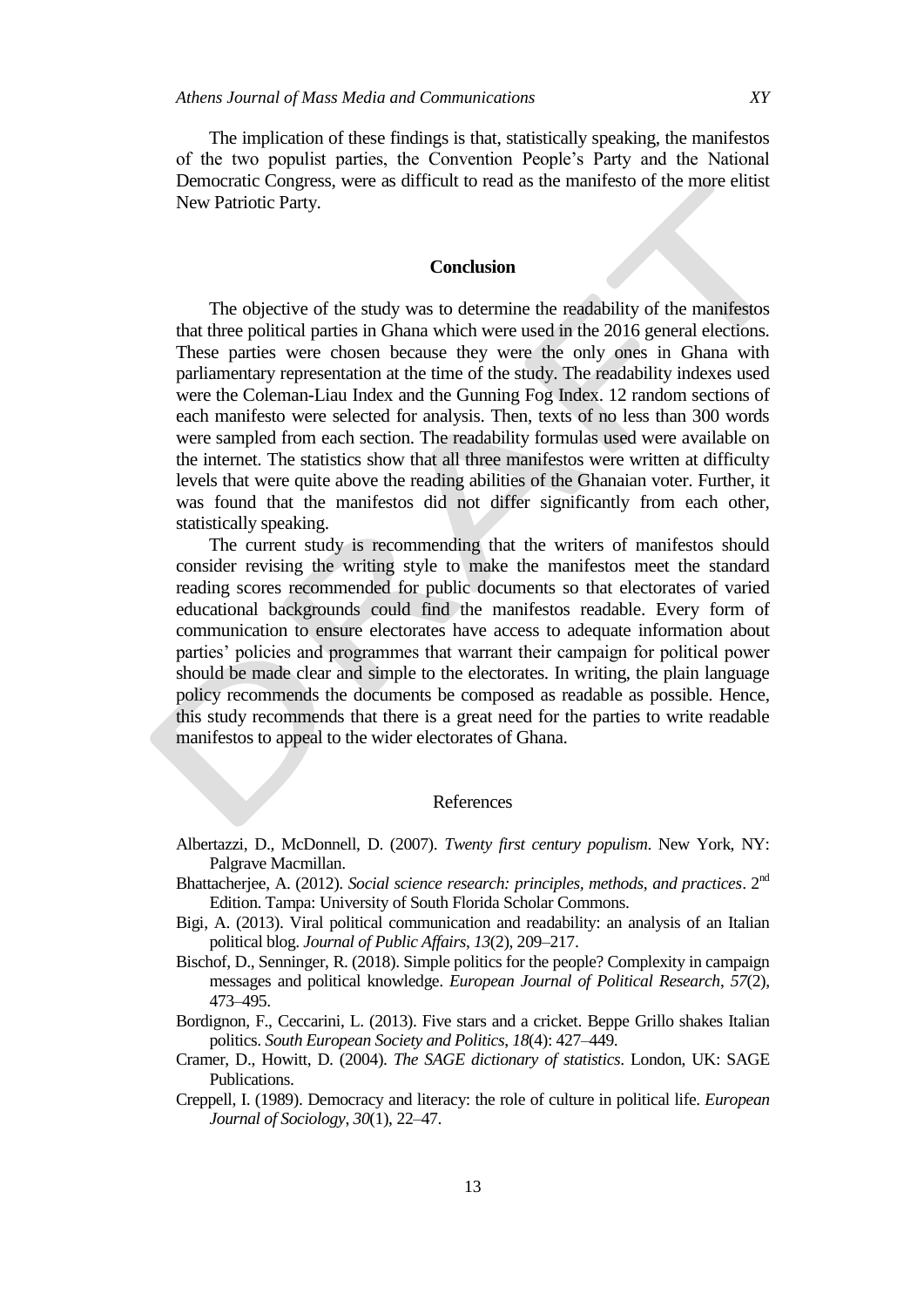The implication of these findings is that, statistically speaking, the manifestos of the two populist parties, the Convention People's Party and the National Democratic Congress, were as difficult to read as the manifesto of the more elitist New Patriotic Party.

## Conclusion

The objective of the study was to determine the readability of the manifestos that three political parties in Ghana which were used in the 2016 general elections. These parties were chosen because they were the only ones in Ghana with parliamentary representation at the time of the study. The readability indexes used were the Coleman-Liau Index and the Gunning Fog Index. 12 random sections of each manifesto were selected for analysis. Then, texts of no less than 300 words were sampled from each section. The readability formulas used were available on the internet. The statistics show that all three manifestos were written at difficulty levels that were quite above the reading abilities of the Ghanaian voter. Further, it was found that the manifestos did not differ significantly from each other, statistically speaking.

The current study is recommending that the writers of manifestos should consider revising the writing style to make the manifestos meet the standard reading scores recommended for public documents so that electorates of varied educational backgrounds could find the manifestos readable. Every form of communication to ensure electorates have access to adequate information about parties' policies and programmes that warrant their campaign for political power should be made clear and simple to the electorates. In writing, the plain language policy recommends the documents be composed as readable as possible. Hence, this study recommends that there is a great need for the parties to write readable manifestos to appeal to the wider electorates of Ghana.

## References

Albertazzi, D., McDonnell, D. (2007). *Twenty first century populism*. New York, NY: Palgrave Macmillan.

Bhattacherjee, A. (2012). *Social science research: principles, methods, and practices*. 2nd Edition. Tampa: University of South Florida Scholar Commons.

Bigi, A. (2013). Viral political communication and readability: an analysis of an Italian political blog. *Journal of Public Affairs*, *13*(2), 209–217.

Bischof, D., Senninger, R. (2018). Simple politics for the people? Complexity in campaign messages and political knowledge. *European Journal of Political Research*, *57*(2), 473–495.

Bordignon, F., Ceccarini, L. (2013). Five stars and a cricket. Beppe Grillo shakes Italian politics. *South European Society and Politics*, *18*(4): 427–449.

Cramer, D., Howitt, D. (2004). *The SAGE dictionary of statistics*. London, UK: SAGE Publications.

Creppell, I. (1989). Democracy and literacy: the role of culture in political life. *European Journal of Sociology*, *30*(1), 22–47.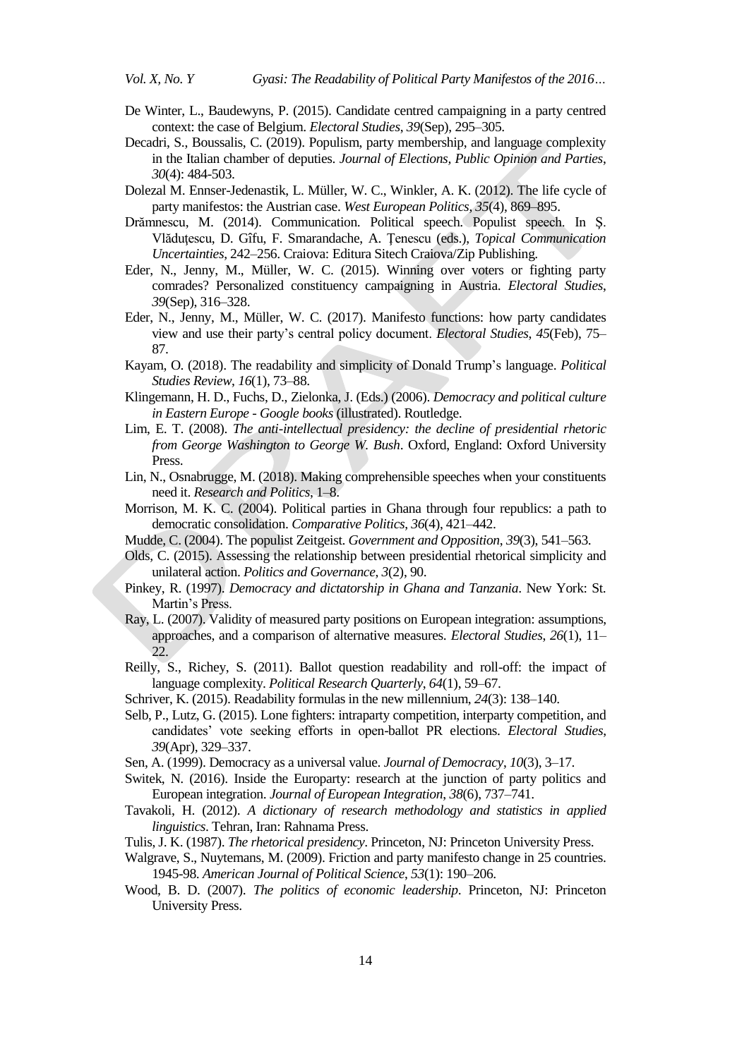De Winter, L., Baudewyns, P. (2015). Candidate centred campaigning in a party centred context: the case of Belgium. *Electoral Studies*, *39*(Sep), 295–305.

Decadri, S., Boussalis, C. (2019). Populism, party membership, and language complexity in the Italian chamber of deputies. *Journal of Elections, Public Opinion and Parties*, *30*(4): 484-503.

Dolezal M. Ennser-Jedenastik, L. Müller, W. C., Winkler, A. K. (2012). The life cycle of party manifestos: the Austrian case. *West European Politics*, *35*(4), 869–895.

Drămnescu, M. (2014). Communication. Political speech. Populist speech. In Ș. Vlăduțescu, D. Gîfu, F. Smarandache, A. Țenescu (eds.), *Topical Communication Uncertainties*, 242–256. Craiova: Editura Sitech Craiova/Zip Publishing.

Eder, N., Jenny, M., Müller, W. C. (2015). Winning over voters or fighting party comrades? Personalized constituency campaigning in Austria. *Electoral Studies*, *39*(Sep), 316–328.

Eder, N., Jenny, M., Müller, W. C. (2017). Manifesto functions: how party candidates view and use their party's central policy document. *Electoral Studies*, *45*(Feb), 75–87.

Kayam, O. (2018). The readability and simplicity of Donald Trump's language. *Political Studies Review*, *16*(1), 73–88.

Klingemann, H. D., Fuchs, D., Zielonka, J. (Eds.) (2006). *Democracy and political culture in Eastern Europe - Google books* (illustrated). Routledge.

Lim, E. T. (2008). *The anti-intellectual presidency: the decline of presidential rhetoric from George Washington to George W. Bush*. Oxford, England: Oxford University Press.

Lin, N., Osnabrugge, M. (2018). Making comprehensible speeches when your constituents need it. *Research and Politics*, 1–8.

Morrison, M. K. C. (2004). Political parties in Ghana through four republics: a path to democratic consolidation. *Comparative Politics*, *36*(4), 421–442.

Mudde, C. (2004). The populist Zeitgeist. *Government and Opposition*, *39*(3), 541–563.

Olds, C. (2015). Assessing the relationship between presidential rhetorical simplicity and unilateral action. *Politics and Governance*, *3*(2), 90.

Pinkey, R. (1997). *Democracy and dictatorship in Ghana and Tanzania*. New York: St. Martin's Press.

Ray, L. (2007). Validity of measured party positions on European integration: assumptions, approaches, and a comparison of alternative measures. *Electoral Studies*, *26*(1), 11–22.

Reilly, S., Richey, S. (2011). Ballot question readability and roll-off: the impact of language complexity. *Political Research Quarterly*, *64*(1), 59–67.

Schriver, K. (2015). Readability formulas in the new millennium, *24*(3): 138–140.

Selb, P., Lutz, G. (2015). Lone fighters: intraparty competition, interparty competition, and candidates' vote seeking efforts in open-ballot PR elections. *Electoral Studies*, *39*(Apr), 329–337.

Sen, A. (1999). Democracy as a universal value. *Journal of Democracy*, *10*(3), 3–17.

Switek, N. (2016). Inside the Europarty: research at the junction of party politics and European integration. *Journal of European Integration*, *38*(6), 737–741.

Tavakoli, H. (2012). *A dictionary of research methodology and statistics in applied linguistics*. Tehran, Iran: Rahnama Press.

Tulis, J. K. (1987). *The rhetorical presidency*. Princeton, NJ: Princeton University Press.

Walgrave, S., Nuytemans, M. (2009). Friction and party manifesto change in 25 countries. 1945-98. *American Journal of Political Science*, *53*(1): 190–206.

Wood, B. D. (2007). *The politics of economic leadership*. Princeton, NJ: Princeton University Press.